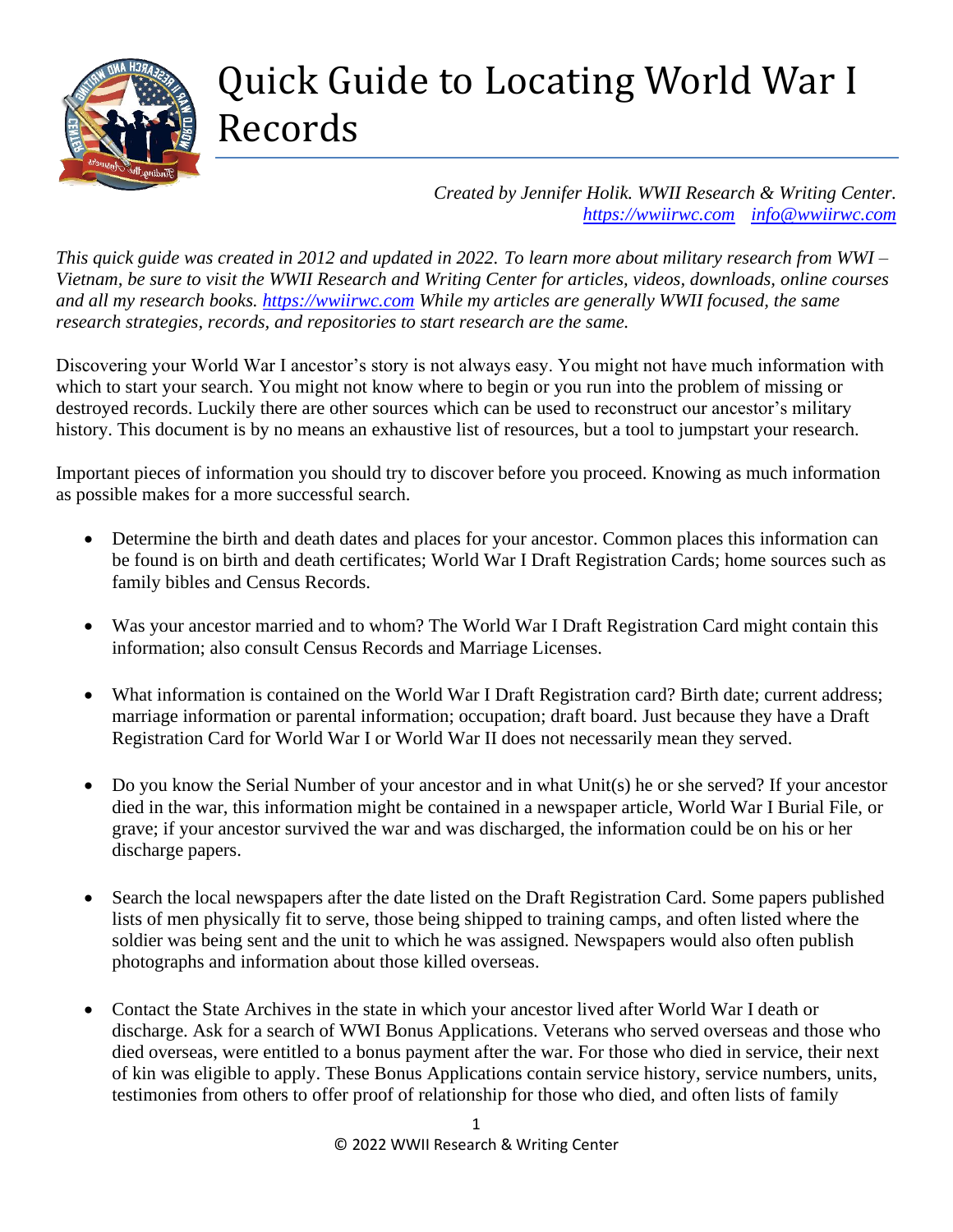# Quick Guide to Locating World War I Records

*Created by Jennifer Holik. WWII Research & Writing Center.*
*https://wwiirwc.com info@wwiirwc.com*

*This quick guide was created in 2012 and updated in 2022. To learn more about military research from WWI – Vietnam, be sure to visit the WWII Research and Writing Center for articles, videos, downloads, online courses and all my research books. https://wwiirwc.com While my articles are generally WWII focused, the same research strategies, records, and repositories to start research are the same.*

Discovering your World War I ancestor's story is not always easy. You might not have much information with which to start your search. You might not know where to begin or you run into the problem of missing or destroyed records. Luckily there are other sources which can be used to reconstruct our ancestor's military history. This document is by no means an exhaustive list of resources, but a tool to jumpstart your research.

Important pieces of information you should try to discover before you proceed. Knowing as much information as possible makes for a more successful search.

- Determine the birth and death dates and places for your ancestor. Common places this information can be found is on birth and death certificates; World War I Draft Registration Cards; home sources such as family bibles and Census Records.
- Was your ancestor married and to whom? The World War I Draft Registration Card might contain this information; also consult Census Records and Marriage Licenses.
- What information is contained on the World War I Draft Registration card? Birth date; current address; marriage information or parental information; occupation; draft board. Just because they have a Draft Registration Card for World War I or World War II does not necessarily mean they served.
- Do you know the Serial Number of your ancestor and in what Unit(s) he or she served? If your ancestor died in the war, this information might be contained in a newspaper article, World War I Burial File, or grave; if your ancestor survived the war and was discharged, the information could be on his or her discharge papers.
- Search the local newspapers after the date listed on the Draft Registration Card. Some papers published lists of men physically fit to serve, those being shipped to training camps, and often listed where the soldier was being sent and the unit to which he was assigned. Newspapers would also often publish photographs and information about those killed overseas.
- Contact the State Archives in the state in which your ancestor lived after World War I death or discharge. Ask for a search of WWI Bonus Applications. Veterans who served overseas and those who died overseas, were entitled to a bonus payment after the war. For those who died in service, their next of kin was eligible to apply. These Bonus Applications contain service history, service numbers, units, testimonies from others to offer proof of relationship for those who died, and often lists of family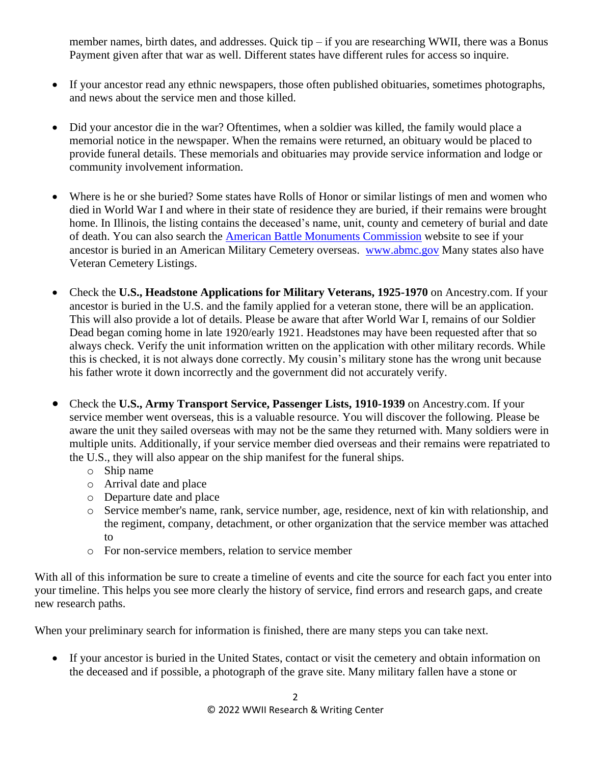member names, birth dates, and addresses. Quick tip – if you are researching WWII, there was a Bonus Payment given after that war as well. Different states have different rules for access so inquire.

- If your ancestor read any ethnic newspapers, those often published obituaries, sometimes photographs, and news about the service men and those killed.

- Did your ancestor die in the war? Oftentimes, when a soldier was killed, the family would place a memorial notice in the newspaper. When the remains were returned, an obituary would be placed to provide funeral details. These memorials and obituaries may provide service information and lodge or community involvement information.

- Where is he or she buried? Some states have Rolls of Honor or similar listings of men and women who died in World War I and where in their state of residence they are buried, if their remains were brought home. In Illinois, the listing contains the deceased's name, unit, county and cemetery of burial and date of death. You can also search the [American Battle Monuments Commission](www.abmc.gov) website to see if your ancestor is buried in an American Military Cemetery overseas. [www.abmc.gov](www.abmc.gov) Many states also have Veteran Cemetery Listings.

- Check the **U.S., Headstone Applications for Military Veterans, 1925-1970** on Ancestry.com. If your ancestor is buried in the U.S. and the family applied for a veteran stone, there will be an application. This will also provide a lot of details. Please be aware that after World War I, remains of our Soldier Dead began coming home in late 1920/early 1921. Headstones may have been requested after that so always check. Verify the unit information written on the application with other military records. While this is checked, it is not always done correctly. My cousin's military stone has the wrong unit because his father wrote it down incorrectly and the government did not accurately verify.

- Check the **U.S., Army Transport Service, Passenger Lists, 1910-1939** on Ancestry.com. If your service member went overseas, this is a valuable resource. You will discover the following. Please be aware the unit they sailed overseas with may not be the same they returned with. Many soldiers were in multiple units. Additionally, if your service member died overseas and their remains were repatriated to the U.S., they will also appear on the ship manifest for the funeral ships.
  - Ship name
  - Arrival date and place
  - Departure date and place
  - Service member's name, rank, service number, age, residence, next of kin with relationship, and the regiment, company, detachment, or other organization that the service member was attached to
  - For non-service members, relation to service member

With all of this information be sure to create a timeline of events and cite the source for each fact you enter into your timeline. This helps you see more clearly the history of service, find errors and research gaps, and create new research paths.

When your preliminary search for information is finished, there are many steps you can take next.

- If your ancestor is buried in the United States, contact or visit the cemetery and obtain information on the deceased and if possible, a photograph of the grave site. Many military fallen have a stone or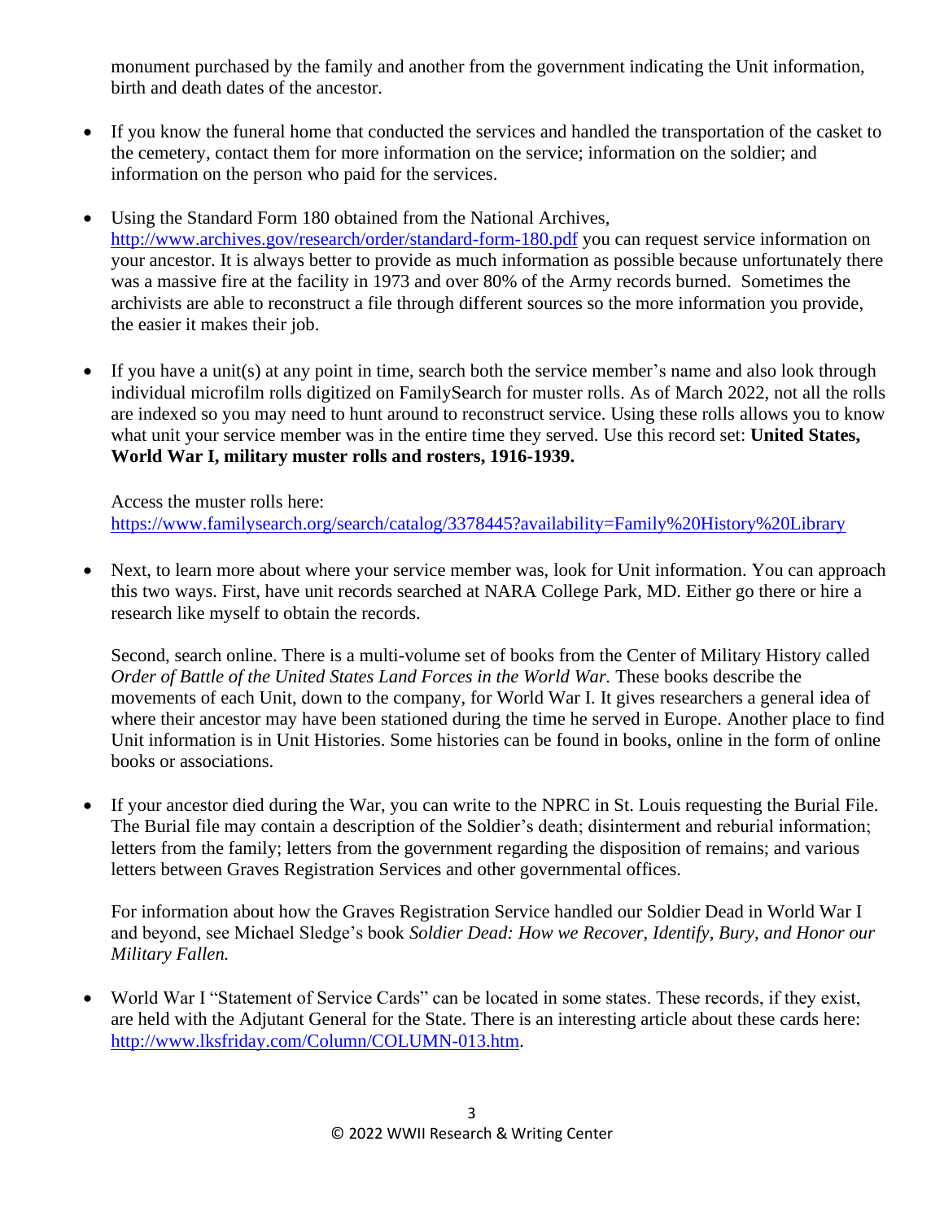monument purchased by the family and another from the government indicating the Unit information, birth and death dates of the ancestor.

- If you know the funeral home that conducted the services and handled the transportation of the casket to the cemetery, contact them for more information on the service; information on the soldier; and information on the person who paid for the services.

- Using the Standard Form 180 obtained from the National Archives, [http://www.archives.gov/research/order/standard-form-180.pdf](http://www.archives.gov/research/order/standard-form-180.pdf) you can request service information on your ancestor. It is always better to provide as much information as possible because unfortunately there was a massive fire at the facility in 1973 and over 80% of the Army records burned. Sometimes the archivists are able to reconstruct a file through different sources so the more information you provide, the easier it makes their job.

- If you have a unit(s) at any point in time, search both the service member's name and also look through individual microfilm rolls digitized on FamilySearch for muster rolls. As of March 2022, not all the rolls are indexed so you may need to hunt around to reconstruct service. Using these rolls allows you to know what unit your service member was in the entire time they served. Use this record set: **United States, World War I, military muster rolls and rosters, 1916-1939.**

  Access the muster rolls here: [https://www.familysearch.org/search/catalog/3378445?availability=Family%20History%20Library](https://www.familysearch.org/search/catalog/3378445?availability=Family%20History%20Library)

- Next, to learn more about where your service member was, look for Unit information. You can approach this two ways. First, have unit records searched at NARA College Park, MD. Either go there or hire a research like myself to obtain the records.

  Second, search online. There is a multi-volume set of books from the Center of Military History called *Order of Battle of the United States Land Forces in the World War.* These books describe the movements of each Unit, down to the company, for World War I. It gives researchers a general idea of where their ancestor may have been stationed during the time he served in Europe. Another place to find Unit information is in Unit Histories. Some histories can be found in books, online in the form of online books or associations.

- If your ancestor died during the War, you can write to the NPRC in St. Louis requesting the Burial File. The Burial file may contain a description of the Soldier's death; disinterment and reburial information; letters from the family; letters from the government regarding the disposition of remains; and various letters between Graves Registration Services and other governmental offices.

  For information about how the Graves Registration Service handled our Soldier Dead in World War I and beyond, see Michael Sledge's book *Soldier Dead: How we Recover, Identify, Bury, and Honor our Military Fallen.*

- World War I "Statement of Service Cards" can be located in some states. These records, if they exist, are held with the Adjutant General for the State. There is an interesting article about these cards here: [http://www.lksfriday.com/Column/COLUMN-013.htm](http://www.lksfriday.com/Column/COLUMN-013.htm).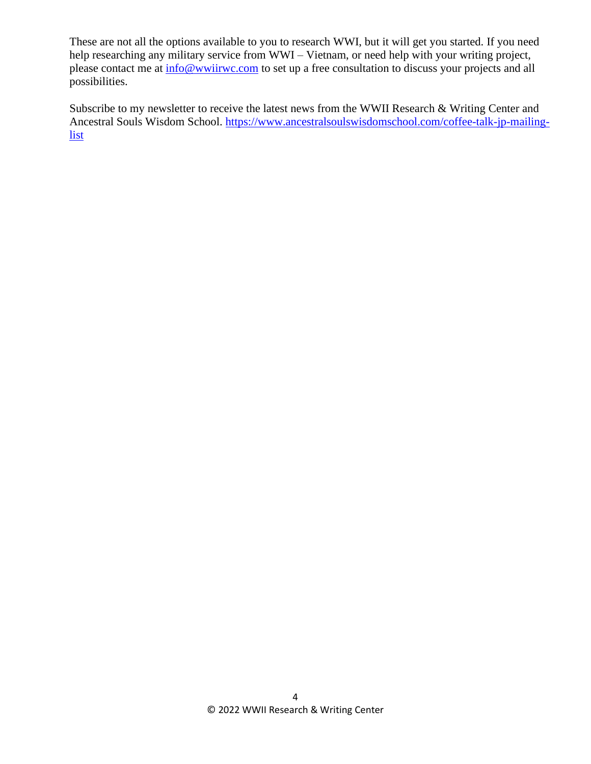These are not all the options available to you to research WWI, but it will get you started. If you need help researching any military service from WWI – Vietnam, or need help with your writing project, please contact me at [info@wwiirwc.com](mailto:info@wwiirwc.com) to set up a free consultation to discuss your projects and all possibilities.

Subscribe to my newsletter to receive the latest news from the WWII Research & Writing Center and Ancestral Souls Wisdom School. [https://www.ancestralsoulswisdomschool.com/coffee-talk-jp-mailing-list](https://www.ancestralsoulswisdomschool.com/coffee-talk-jp-mailing-list)